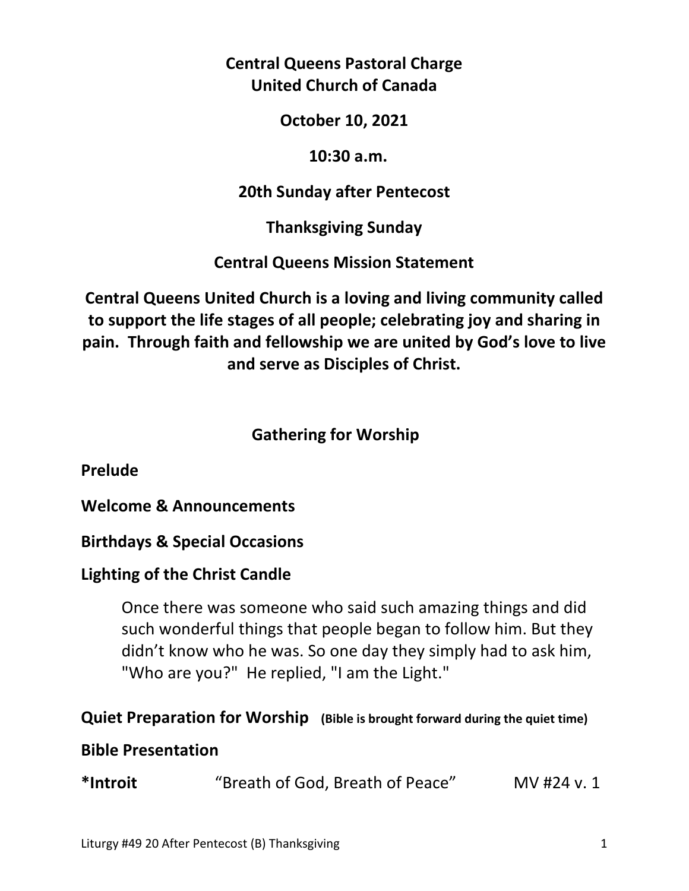**Central Queens Pastoral Charge**
**United Church of Canada**

**October 10, 2021**

**10:30 a.m.**

**20th Sunday after Pentecost**

**Thanksgiving Sunday**

**Central Queens Mission Statement**

**Central Queens United Church is a loving and living community called to support the life stages of all people; celebrating joy and sharing in pain. Through faith and fellowship we are united by God's love to live and serve as Disciples of Christ.**

## Gathering for Worship

**Prelude**

**Welcome & Announcements**

**Birthdays & Special Occasions**

**Lighting of the Christ Candle**

> Once there was someone who said such amazing things and did such wonderful things that people began to follow him. But they didn't know who he was. So one day they simply had to ask him, "Who are you?" He replied, "I am the Light."

**Quiet Preparation for Worship** **(Bible is brought forward during the quiet time)**

**Bible Presentation**

**\*Introit** "Breath of God, Breath of Peace" MV #24 v. 1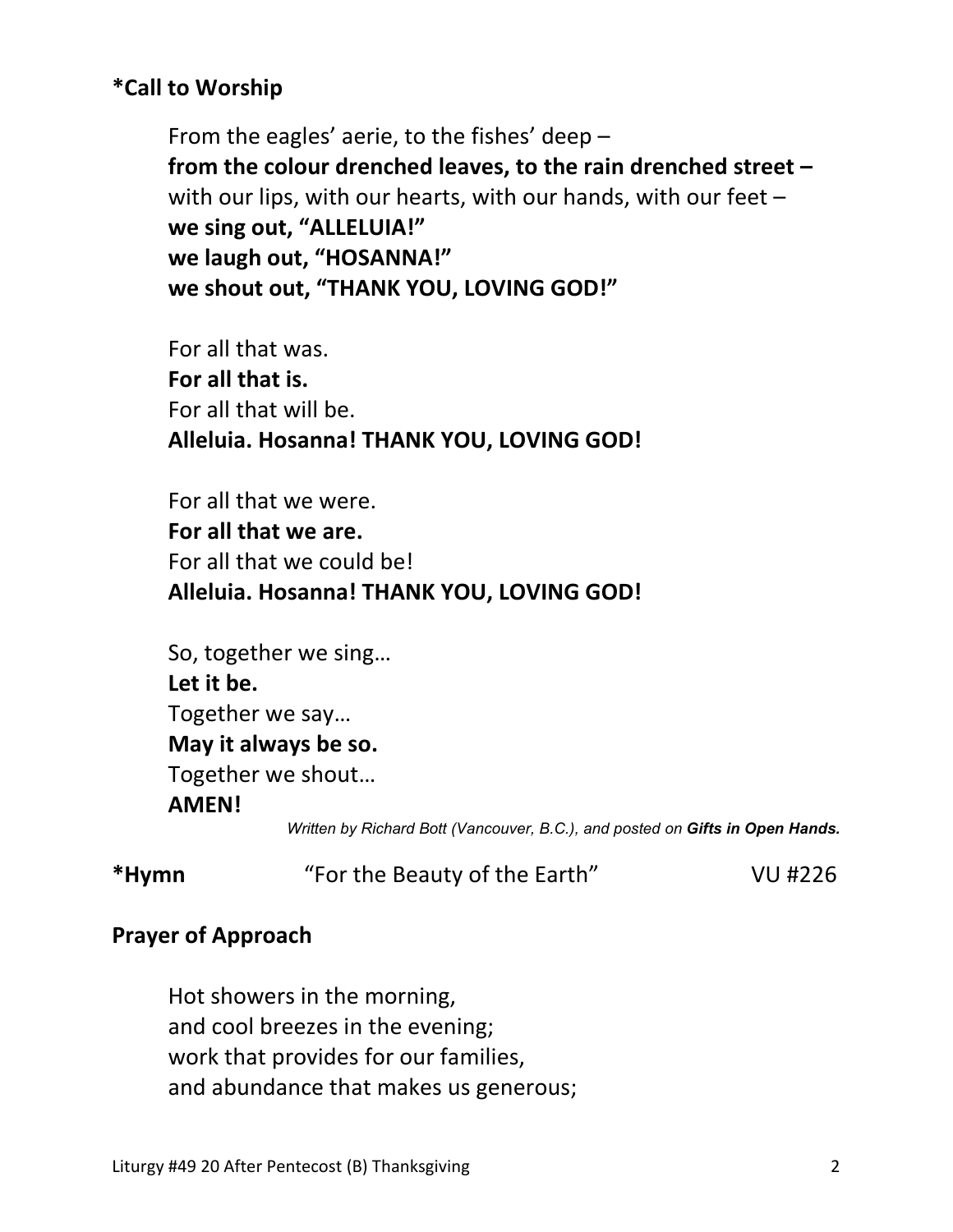**\*Call to Worship**

From the eagles' aerie, to the fishes' deep –
**from the colour drenched leaves, to the rain drenched street –**
with our lips, with our hearts, with our hands, with our feet –
**we sing out, "ALLELUIA!"**
**we laugh out, "HOSANNA!"**
**we shout out, "THANK YOU, LOVING GOD!"**

For all that was.
**For all that is.**
For all that will be.
**Alleluia. Hosanna! THANK YOU, LOVING GOD!**

For all that we were.
**For all that we are.**
For all that we could be!
**Alleluia. Hosanna! THANK YOU, LOVING GOD!**

So, together we sing…
**Let it be.**
Together we say…
**May it always be so.**
Together we shout…
**AMEN!**

*Written by Richard Bott (Vancouver, B.C.), and posted on **Gifts in Open Hands.***

**\*Hymn** "For the Beauty of the Earth" VU #226

**Prayer of Approach**

Hot showers in the morning,
and cool breezes in the evening;
work that provides for our families,
and abundance that makes us generous;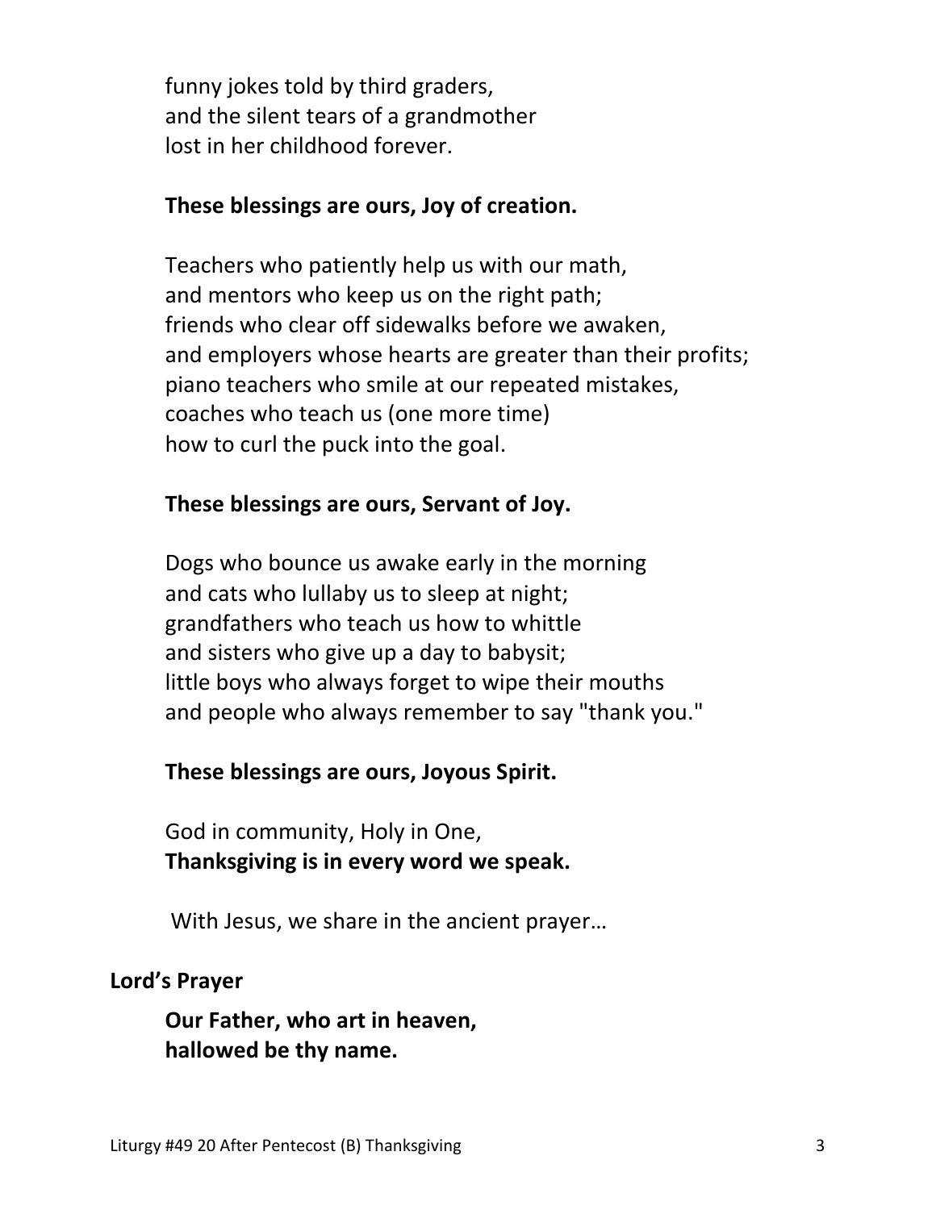funny jokes told by third graders,  
and the silent tears of a grandmother  
lost in her childhood forever.

**These blessings are ours, Joy of creation.**

Teachers who patiently help us with our math,  
and mentors who keep us on the right path;  
friends who clear off sidewalks before we awaken,  
and employers whose hearts are greater than their profits;  
piano teachers who smile at our repeated mistakes,  
coaches who teach us (one more time)  
how to curl the puck into the goal.

**These blessings are ours, Servant of Joy.**

Dogs who bounce us awake early in the morning  
and cats who lullaby us to sleep at night;  
grandfathers who teach us how to whittle  
and sisters who give up a day to babysit;  
little boys who always forget to wipe their mouths  
and people who always remember to say "thank you."

**These blessings are ours, Joyous Spirit.**

God in community, Holy in One,  
**Thanksgiving is in every word we speak.**

With Jesus, we share in the ancient prayer…

**Lord's Prayer**

**Our Father, who art in heaven,**  
**hallowed be thy name.**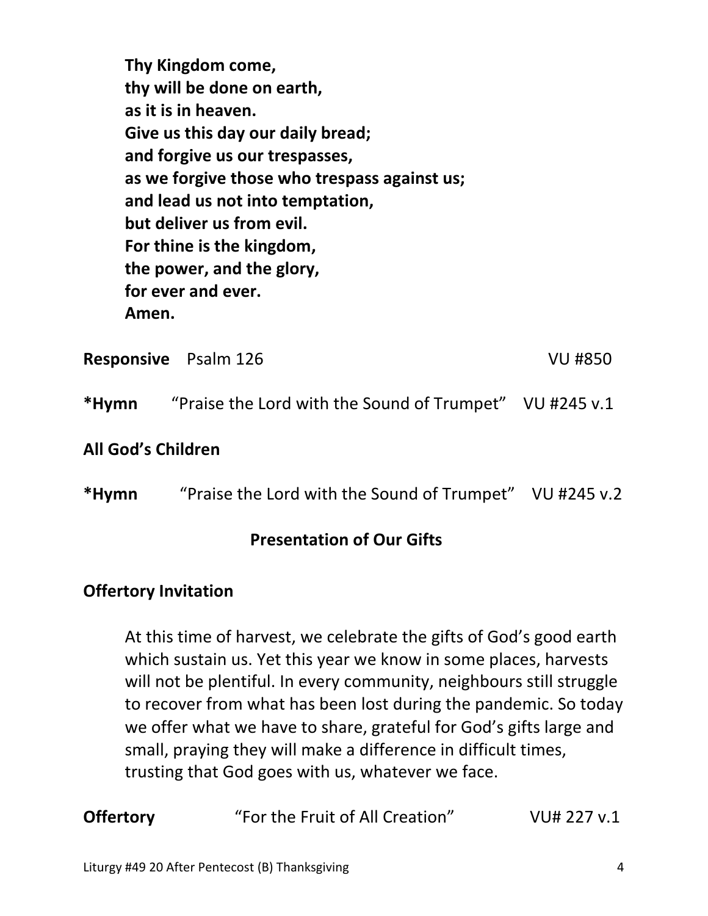**Thy Kingdom come,**
**thy will be done on earth,**
**as it is in heaven.**
**Give us this day our daily bread;**
**and forgive us our trespasses,**
**as we forgive those who trespass against us;**
**and lead us not into temptation,**
**but deliver us from evil.**
**For thine is the kingdom,**
**the power, and the glory,**
**for ever and ever.**
**Amen.**

**Responsive** Psalm 126 VU #850

***Hymn** "Praise the Lord with the Sound of Trumpet" VU #245 v.1

**All God's Children**

***Hymn** "Praise the Lord with the Sound of Trumpet" VU #245 v.2

## Presentation of Our Gifts

**Offertory Invitation**

At this time of harvest, we celebrate the gifts of God's good earth which sustain us. Yet this year we know in some places, harvests will not be plentiful. In every community, neighbours still struggle to recover from what has been lost during the pandemic. So today we offer what we have to share, grateful for God's gifts large and small, praying they will make a difference in difficult times, trusting that God goes with us, whatever we face.

**Offertory** "For the Fruit of All Creation" VU# 227 v.1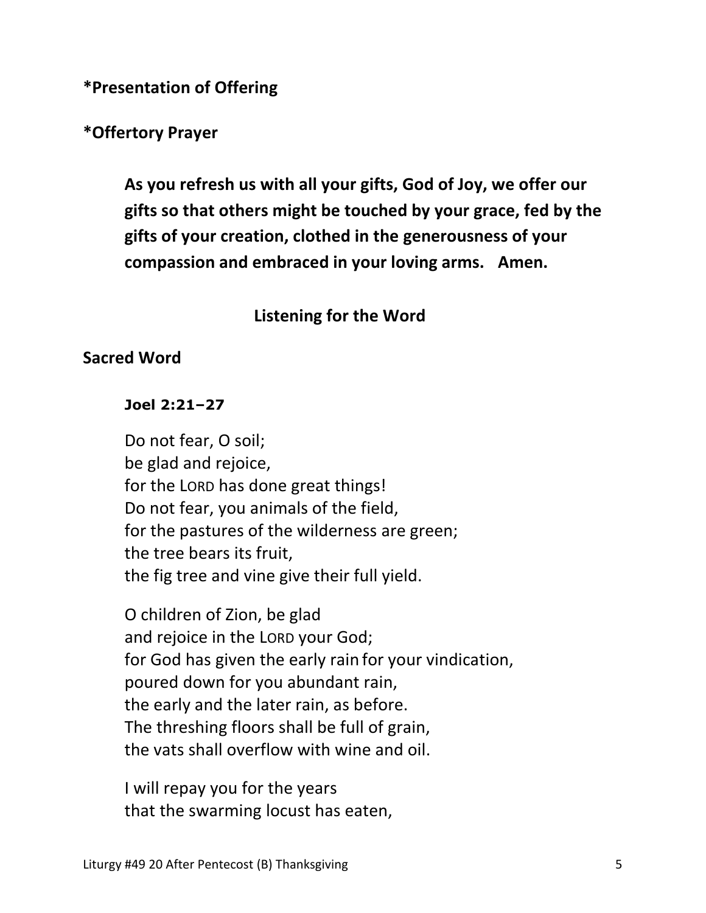**\*Presentation of Offering**

**\*Offertory Prayer**

> **As you refresh us with all your gifts, God of Joy, we offer our gifts so that others might be touched by your grace, fed by the gifts of your creation, clothed in the generousness of your compassion and embraced in your loving arms. Amen.**

## Listening for the Word

**Sacred Word**

**Joel 2:21–27**

Do not fear, O soil;
be glad and rejoice,
for the LORD has done great things!
Do not fear, you animals of the field,
for the pastures of the wilderness are green;
the tree bears its fruit,
the fig tree and vine give their full yield.

O children of Zion, be glad
and rejoice in the LORD your God;
for God has given the early rain for your vindication,
poured down for you abundant rain,
the early and the later rain, as before.
The threshing floors shall be full of grain,
the vats shall overflow with wine and oil.

I will repay you for the years
that the swarming locust has eaten,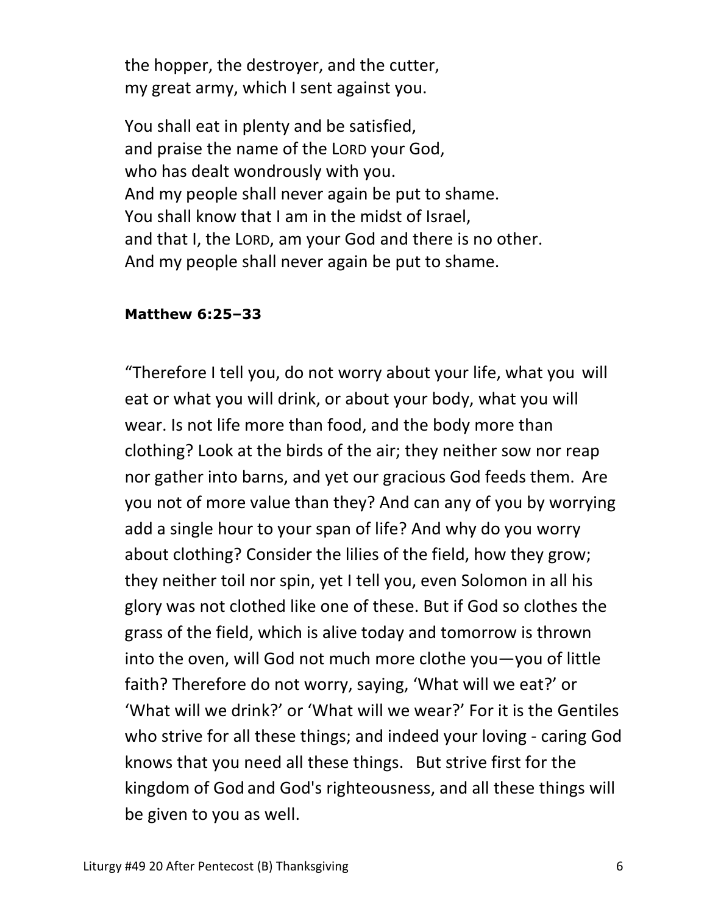the hopper, the destroyer, and the cutter,  
my great army, which I sent against you.

You shall eat in plenty and be satisfied,  
and praise the name of the LORD your God,  
who has dealt wondrously with you.  
And my people shall never again be put to shame.  
You shall know that I am in the midst of Israel,  
and that I, the LORD, am your God and there is no other.  
And my people shall never again be put to shame.

**Matthew 6:25–33**

"Therefore I tell you, do not worry about your life, what you will eat or what you will drink, or about your body, what you will wear. Is not life more than food, and the body more than clothing? Look at the birds of the air; they neither sow nor reap nor gather into barns, and yet our gracious God feeds them. Are you not of more value than they? And can any of you by worrying add a single hour to your span of life? And why do you worry about clothing? Consider the lilies of the field, how they grow; they neither toil nor spin, yet I tell you, even Solomon in all his glory was not clothed like one of these. But if God so clothes the grass of the field, which is alive today and tomorrow is thrown into the oven, will God not much more clothe you—you of little faith? Therefore do not worry, saying, 'What will we eat?' or 'What will we drink?' or 'What will we wear?' For it is the Gentiles who strive for all these things; and indeed your loving - caring God knows that you need all these things. But strive first for the kingdom of God and God's righteousness, and all these things will be given to you as well.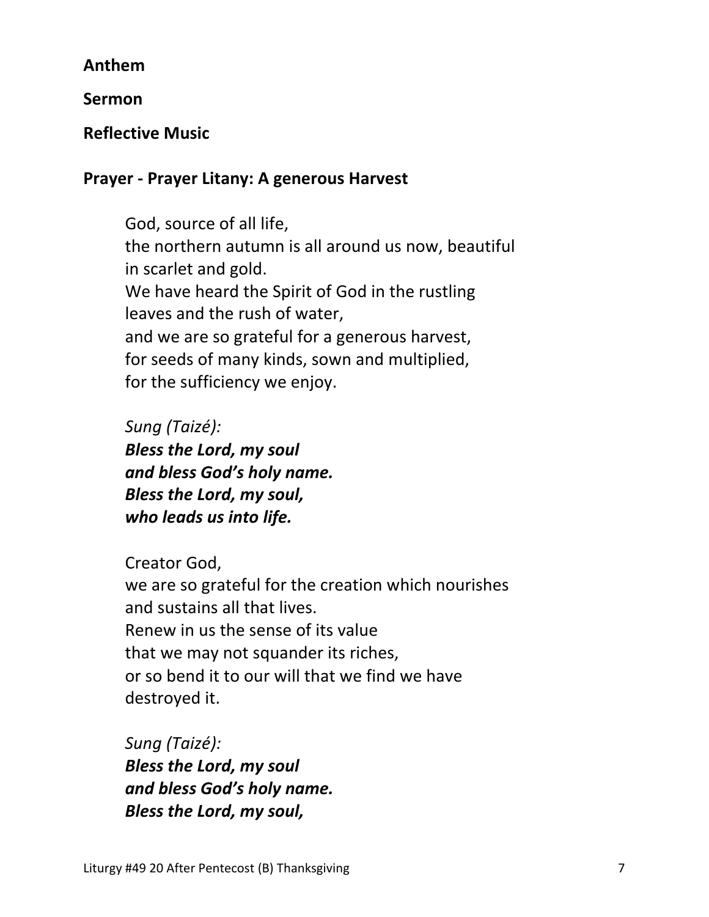**Anthem**

**Sermon**

**Reflective Music**

**Prayer - Prayer Litany: A generous Harvest**

God, source of all life,
the northern autumn is all around us now, beautiful in scarlet and gold.
We have heard the Spirit of God in the rustling leaves and the rush of water,
and we are so grateful for a generous harvest,
for seeds of many kinds, sown and multiplied,
for the sufficiency we enjoy.

*Sung (Taizé):*
***Bless the Lord, my soul***
***and bless God's holy name.***
***Bless the Lord, my soul,***
***who leads us into life.***

Creator God,
we are so grateful for the creation which nourishes and sustains all that lives.
Renew in us the sense of its value
that we may not squander its riches,
or so bend it to our will that we find we have destroyed it.

*Sung (Taizé):*
***Bless the Lord, my soul***
***and bless God's holy name.***
***Bless the Lord, my soul,***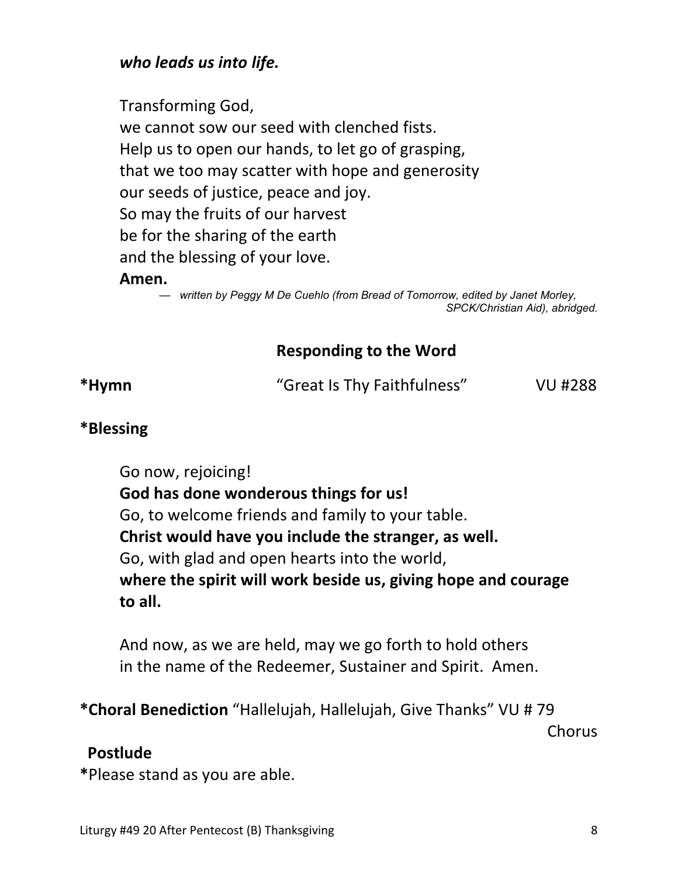***who leads us into life.***

Transforming God,
we cannot sow our seed with clenched fists.
Help us to open our hands, to let go of grasping,
that we too may scatter with hope and generosity
our seeds of justice, peace and joy.
So may the fruits of our harvest
be for the sharing of the earth
and the blessing of your love.
**Amen.**

— *written by Peggy M De Cuehlo (from Bread of Tomorrow, edited by Janet Morley, SPCK/Christian Aid), abridged.*

## Responding to the Word

**\*Hymn** "Great Is Thy Faithfulness" VU #288

**\*Blessing**

Go now, rejoicing!
**God has done wonderous things for us!**
Go, to welcome friends and family to your table.
**Christ would have you include the stranger, as well.**
Go, with glad and open hearts into the world,
**where the spirit will work beside us, giving hope and courage to all.**

And now, as we are held, may we go forth to hold others
in the name of the Redeemer, Sustainer and Spirit. Amen.

**\*Choral Benediction** "Hallelujah, Hallelujah, Give Thanks" VU # 79 Chorus

**Postlude**

**\***Please stand as you are able.